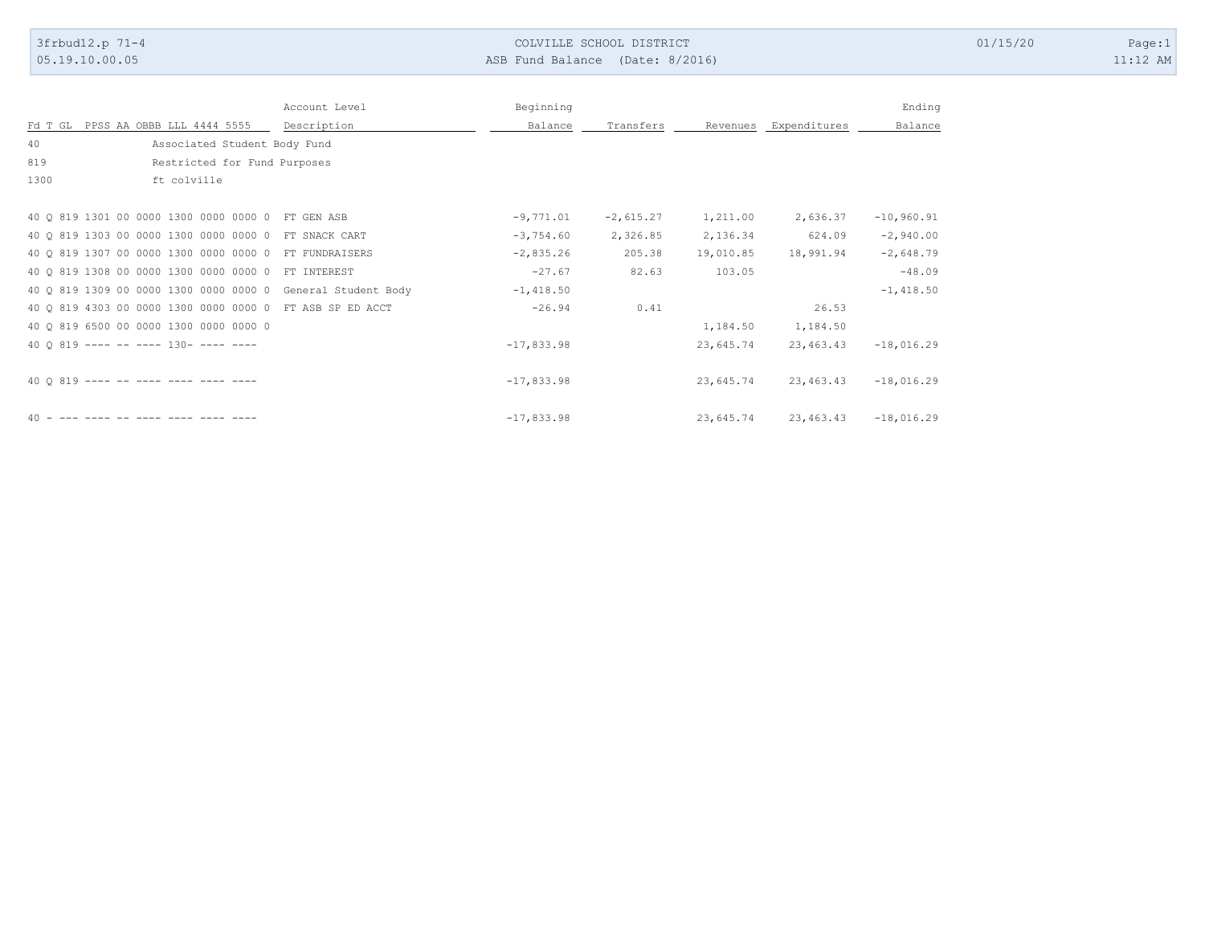COLVILLE SCHOOL DISTRICT

ASB Fund Balance (Date: 8/2016)

3frbud12.p 71-4
05.19.10.00.05

01/15/20
11:12 AM

| Fd T GL PPSS AA OBBB LLL 4444 5555 | Account Level Description | Beginning Balance | Transfers | Revenues | Expenditures | Ending Balance |
|---|---|---|---|---|---|---|
| 40 | Associated Student Body Fund | | | | | |
| 819 | Restricted for Fund Purposes | | | | | |
| 1300 | ft colville | | | | | |
| 40 Q 819 1301 00 0000 1300 0000 0000 0 | FT GEN ASB | -9,771.01 | -2,615.27 | 1,211.00 | 2,636.37 | -10,960.91 |
| 40 Q 819 1303 00 0000 1300 0000 0000 0 | FT SNACK CART | -3,754.60 | 2,326.85 | 2,136.34 | 624.09 | -2,940.00 |
| 40 Q 819 1307 00 0000 1300 0000 0000 0 | FT FUNDRAISERS | -2,835.26 | 205.38 | 19,010.85 | 18,991.94 | -2,648.79 |
| 40 Q 819 1308 00 0000 1300 0000 0000 0 | FT INTEREST | -27.67 | 82.63 | 103.05 | | -48.09 |
| 40 Q 819 1309 00 0000 1300 0000 0000 0 | General Student Body | -1,418.50 | | | | -1,418.50 |
| 40 Q 819 4303 00 0000 1300 0000 0000 0 | FT ASB SP ED ACCT | -26.94 | 0.41 | | 26.53 | |
| 40 Q 819 6500 00 0000 1300 0000 0000 0 | | | | 1,184.50 | 1,184.50 | |
| 40 Q 819 ---- -- ---- 130- ---- ---- | | -17,833.98 | | 23,645.74 | 23,463.43 | -18,016.29 |
| 40 Q 819 ---- -- ---- ---- ---- ---- | | -17,833.98 | | 23,645.74 | 23,463.43 | -18,016.29 |
| 40 - --- ---- -- ---- ---- ---- ---- | | -17,833.98 | | 23,645.74 | 23,463.43 | -18,016.29 |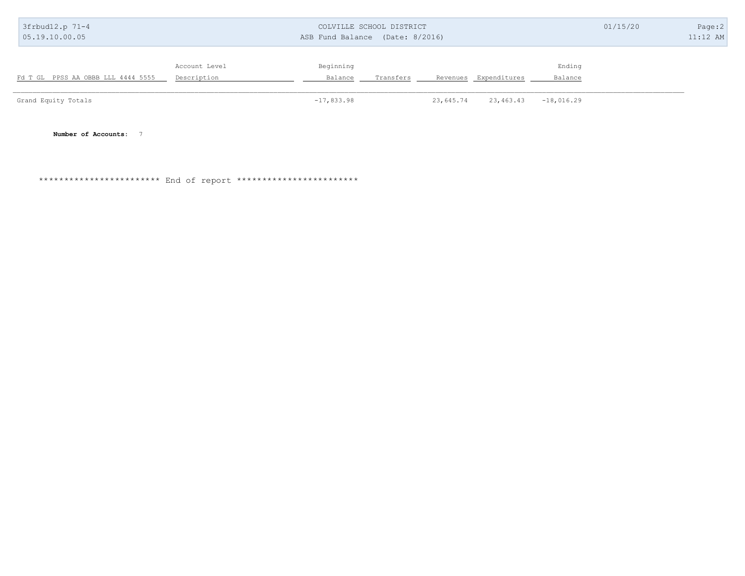| Fd T GL PPSS AA OBBB LLL 4444 5555 | Account Level Description | Beginning Balance | Transfers | Revenues | Expenditures | Ending Balance |
|---|---|---|---|---|---|---|
| Grand Equity Totals | | -17,833.98 | | 23,645.74 | 23,463.43 | -18,016.29 |

**Number of Accounts:** 7

************************ End of report ************************